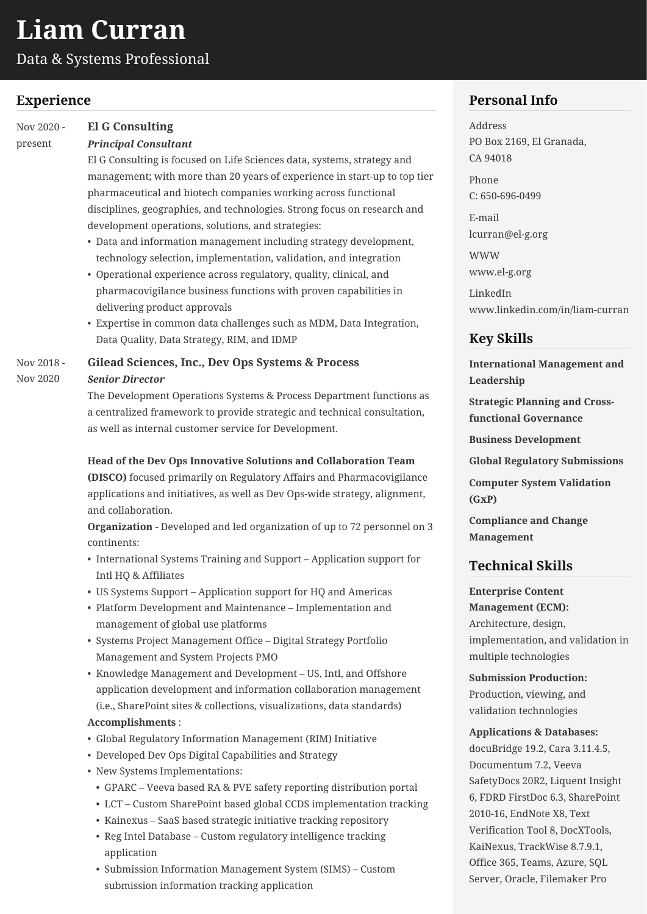# Liam Curran

Data & Systems Professional

## Experience

**Nov 2020 - present**

### El G Consulting

***Principal Consultant***

El G Consulting is focused on Life Sciences data, systems, strategy and management; with more than 20 years of experience in start-up to top tier pharmaceutical and biotech companies working across functional disciplines, geographies, and technologies. Strong focus on research and development operations, solutions, and strategies:

- Data and information management including strategy development, technology selection, implementation, validation, and integration
- Operational experience across regulatory, quality, clinical, and pharmacovigilance business functions with proven capabilities in delivering product approvals
- Expertise in common data challenges such as MDM, Data Integration, Data Quality, Data Strategy, RIM, and IDMP

**Nov 2018 - Nov 2020**

### Gilead Sciences, Inc., Dev Ops Systems & Process

***Senior Director***

The Development Operations Systems & Process Department functions as a centralized framework to provide strategic and technical consultation, as well as internal customer service for Development.

**Head of the Dev Ops Innovative Solutions and Collaboration Team (DISCO)** focused primarily on Regulatory Affairs and Pharmacovigilance applications and initiatives, as well as Dev Ops-wide strategy, alignment, and collaboration.

**Organization** - Developed and led organization of up to 72 personnel on 3 continents:

- International Systems Training and Support – Application support for Intl HQ & Affiliates
- US Systems Support – Application support for HQ and Americas
- Platform Development and Maintenance – Implementation and management of global use platforms
- Systems Project Management Office – Digital Strategy Portfolio Management and System Projects PMO
- Knowledge Management and Development – US, Intl, and Offshore application development and information collaboration management (i.e., SharePoint sites & collections, visualizations, data standards)

**Accomplishments** :

- Global Regulatory Information Management (RIM) Initiative
- Developed Dev Ops Digital Capabilities and Strategy
- New Systems Implementations:
  - GPARC – Veeva based RA & PVE safety reporting distribution portal
  - LCT – Custom SharePoint based global CCDS implementation tracking
  - Kainexus – SaaS based strategic initiative tracking repository
  - Reg Intel Database – Custom regulatory intelligence tracking application
  - Submission Information Management System (SIMS) – Custom submission information tracking application

## Personal Info

Address
PO Box 2169, El Granada, CA 94018

Phone
C: 650-696-0499

E-mail
lcurran@el-g.org

WWW
www.el-g.org

LinkedIn
www.linkedin.com/in/liam-curran

## Key Skills

**International Management and Leadership**

**Strategic Planning and Cross-functional Governance**

**Business Development**

**Global Regulatory Submissions**

**Computer System Validation (GxP)**

**Compliance and Change Management**

## Technical Skills

**Enterprise Content Management (ECM):** Architecture, design, implementation, and validation in multiple technologies

**Submission Production:** Production, viewing, and validation technologies

**Applications & Databases:** docuBridge 19.2, Cara 3.11.4.5, Documentum 7.2, Veeva SafetyDocs 20R2, Liquent Insight 6, FDRD FirstDoc 6.3, SharePoint 2010-16, EndNote X8, Text Verification Tool 8, DocXTools, KaiNexus, TrackWise 8.7.9.1, Office 365, Teams, Azure, SQL Server, Oracle, Filemaker Pro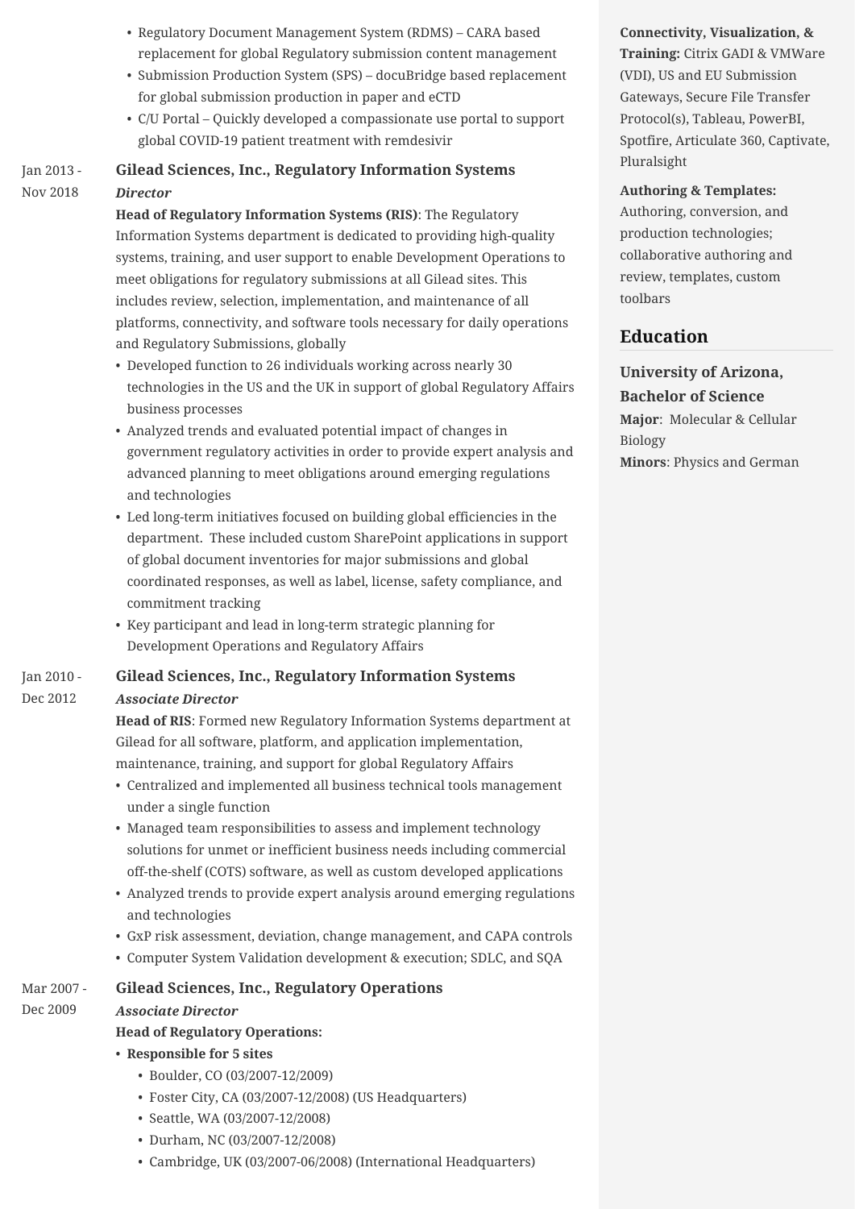- Regulatory Document Management System (RDMS) – CARA based replacement for global Regulatory submission content management
- Submission Production System (SPS) – docuBridge based replacement for global submission production in paper and eCTD
- C/U Portal – Quickly developed a compassionate use portal to support global COVID-19 patient treatment with remdesivir

Jan 2013 - Nov 2018

**Gilead Sciences, Inc., Regulatory Information Systems**
***Director***

**Head of Regulatory Information Systems (RIS)**: The Regulatory Information Systems department is dedicated to providing high-quality systems, training, and user support to enable Development Operations to meet obligations for regulatory submissions at all Gilead sites. This includes review, selection, implementation, and maintenance of all platforms, connectivity, and software tools necessary for daily operations and Regulatory Submissions, globally

- Developed function to 26 individuals working across nearly 30 technologies in the US and the UK in support of global Regulatory Affairs business processes
- Analyzed trends and evaluated potential impact of changes in government regulatory activities in order to provide expert analysis and advanced planning to meet obligations around emerging regulations and technologies
- Led long-term initiatives focused on building global efficiencies in the department. These included custom SharePoint applications in support of global document inventories for major submissions and global coordinated responses, as well as label, license, safety compliance, and commitment tracking
- Key participant and lead in long-term strategic planning for Development Operations and Regulatory Affairs

Jan 2010 - Dec 2012

**Gilead Sciences, Inc., Regulatory Information Systems**
***Associate Director***

**Head of RIS**: Formed new Regulatory Information Systems department at Gilead for all software, platform, and application implementation, maintenance, training, and support for global Regulatory Affairs

- Centralized and implemented all business technical tools management under a single function
- Managed team responsibilities to assess and implement technology solutions for unmet or inefficient business needs including commercial off-the-shelf (COTS) software, as well as custom developed applications
- Analyzed trends to provide expert analysis around emerging regulations and technologies
- GxP risk assessment, deviation, change management, and CAPA controls
- Computer System Validation development & execution; SDLC, and SQA

Mar 2007 - Dec 2009

**Gilead Sciences, Inc., Regulatory Operations**
***Associate Director***

**Head of Regulatory Operations:**

- **Responsible for 5 sites**
  - Boulder, CO (03/2007-12/2009)
  - Foster City, CA (03/2007-12/2008) (US Headquarters)
  - Seattle, WA (03/2007-12/2008)
  - Durham, NC (03/2007-12/2008)
  - Cambridge, UK (03/2007-06/2008) (International Headquarters)

**Connectivity, Visualization, & Training:** Citrix GADI & VMWare (VDI), US and EU Submission Gateways, Secure File Transfer Protocol(s), Tableau, PowerBI, Spotfire, Articulate 360, Captivate, Pluralsight

**Authoring & Templates:** Authoring, conversion, and production technologies; collaborative authoring and review, templates, custom toolbars

## Education

**University of Arizona, Bachelor of Science**

**Major**: Molecular & Cellular Biology

**Minors**: Physics and German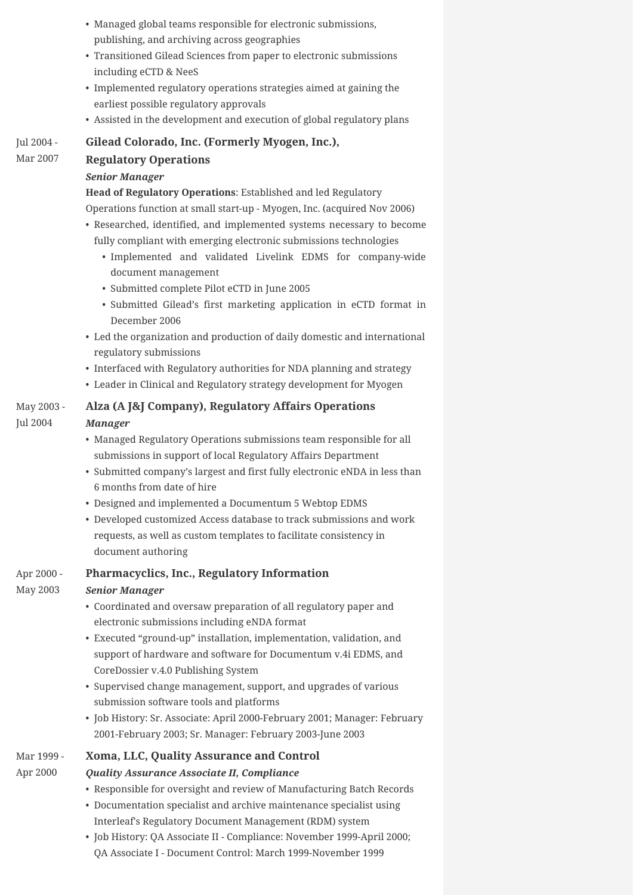- Managed global teams responsible for electronic submissions, publishing, and archiving across geographies
- Transitioned Gilead Sciences from paper to electronic submissions including eCTD & NeeS
- Implemented regulatory operations strategies aimed at gaining the earliest possible regulatory approvals
- Assisted in the development and execution of global regulatory plans

Jul 2004 - Mar 2007

**Gilead Colorado, Inc. (Formerly Myogen, Inc.), Regulatory Operations**

***Senior Manager***

**Head of Regulatory Operations**: Established and led Regulatory Operations function at small start-up - Myogen, Inc. (acquired Nov 2006)

- Researched, identified, and implemented systems necessary to become fully compliant with emerging electronic submissions technologies
  - Implemented and validated Livelink EDMS for company-wide document management
  - Submitted complete Pilot eCTD in June 2005
  - Submitted Gilead's first marketing application in eCTD format in December 2006
- Led the organization and production of daily domestic and international regulatory submissions
- Interfaced with Regulatory authorities for NDA planning and strategy
- Leader in Clinical and Regulatory strategy development for Myogen

May 2003 - Jul 2004

**Alza (A J&J Company), Regulatory Affairs Operations**

***Manager***

- Managed Regulatory Operations submissions team responsible for all submissions in support of local Regulatory Affairs Department
- Submitted company's largest and first fully electronic eNDA in less than 6 months from date of hire
- Designed and implemented a Documentum 5 Webtop EDMS
- Developed customized Access database to track submissions and work requests, as well as custom templates to facilitate consistency in document authoring

Apr 2000 - May 2003

**Pharmacyclics, Inc., Regulatory Information**

***Senior Manager***

- Coordinated and oversaw preparation of all regulatory paper and electronic submissions including eNDA format
- Executed "ground-up" installation, implementation, validation, and support of hardware and software for Documentum v.4i EDMS, and CoreDossier v.4.0 Publishing System
- Supervised change management, support, and upgrades of various submission software tools and platforms
- Job History: Sr. Associate: April 2000-February 2001; Manager: February 2001-February 2003; Sr. Manager: February 2003-June 2003

Mar 1999 - Apr 2000

**Xoma, LLC, Quality Assurance and Control**

***Quality Assurance Associate II, Compliance***

- Responsible for oversight and review of Manufacturing Batch Records
- Documentation specialist and archive maintenance specialist using Interleaf's Regulatory Document Management (RDM) system
- Job History: QA Associate II - Compliance: November 1999-April 2000; QA Associate I - Document Control: March 1999-November 1999